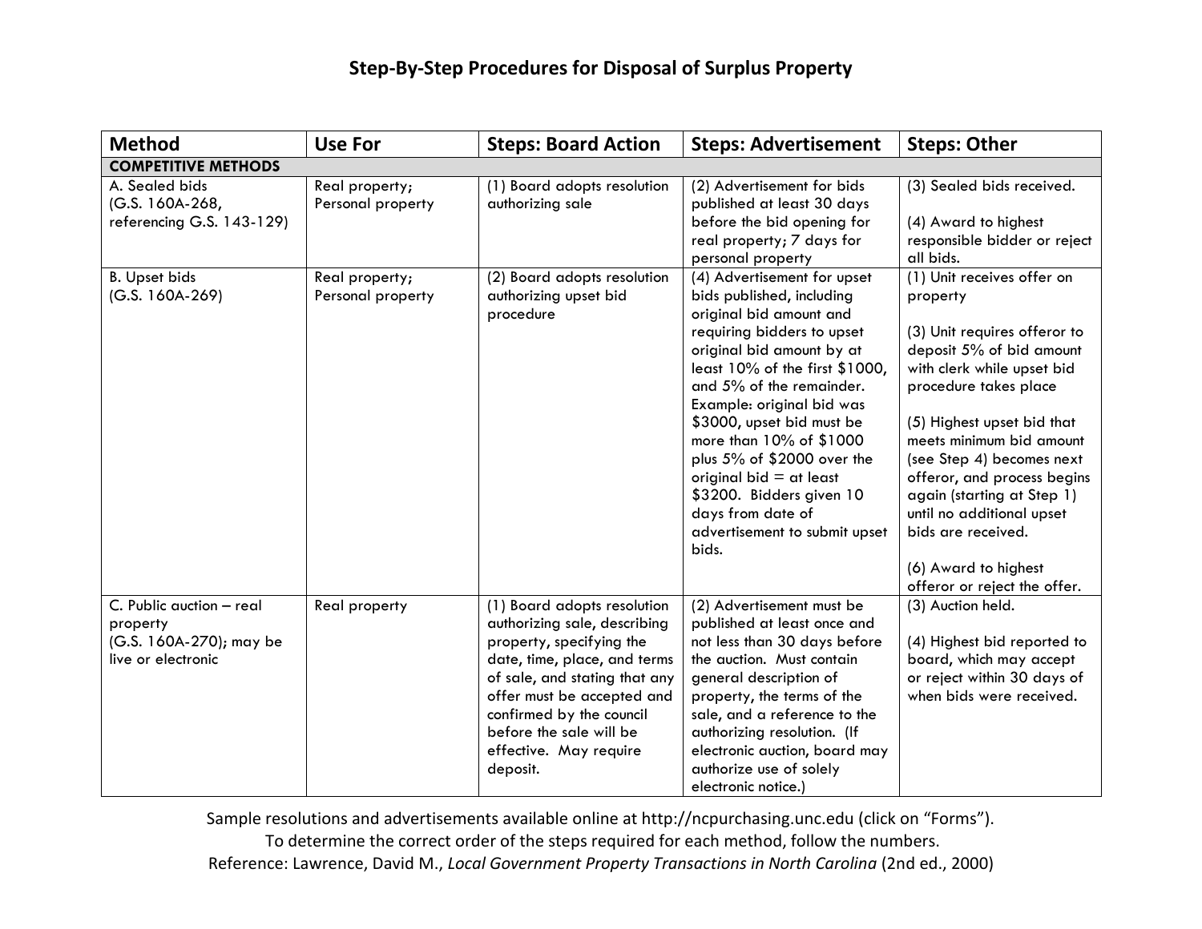# Step-By-Step Procedures for Disposal of Surplus Property

| Method | Use For | Steps: Board Action | Steps: Advertisement | Steps: Other |
|---|---|---|---|---|
| **COMPETITIVE METHODS** | | | | |
| A. Sealed bids (G.S. 160A-268, referencing G.S. 143-129) | Real property; Personal property | (1) Board adopts resolution authorizing sale | (2) Advertisement for bids published at least 30 days before the bid opening for real property; 7 days for personal property | (3) Sealed bids received.<br><br>(4) Award to highest responsible bidder or reject all bids. |
| B. Upset bids (G.S. 160A-269) | Real property; Personal property | (2) Board adopts resolution authorizing upset bid procedure | (4) Advertisement for upset bids published, including original bid amount and requiring bidders to upset original bid amount by at least 10% of the first $1000, and 5% of the remainder. Example: original bid was $3000, upset bid must be more than 10% of $1000 plus 5% of $2000 over the original bid = at least $3200. Bidders given 10 days from date of advertisement to submit upset bids. | (1) Unit receives offer on property<br><br>(3) Unit requires offeror to deposit 5% of bid amount with clerk while upset bid procedure takes place<br><br>(5) Highest upset bid that meets minimum bid amount (see Step 4) becomes next offeror, and process begins again (starting at Step 1) until no additional upset bids are received.<br><br>(6) Award to highest offeror or reject the offer. |
| C. Public auction – real property (G.S. 160A-270); may be live or electronic | Real property | (1) Board adopts resolution authorizing sale, describing property, specifying the date, time, place, and terms of sale, and stating that any offer must be accepted and confirmed by the council before the sale will be effective. May require deposit. | (2) Advertisement must be published at least once and not less than 30 days before the auction. Must contain general description of property, the terms of the sale, and a reference to the authorizing resolution. (If electronic auction, board may authorize use of solely electronic notice.) | (3) Auction held.<br><br>(4) Highest bid reported to board, which may accept or reject within 30 days of when bids were received. |

Sample resolutions and advertisements available online at http://ncpurchasing.unc.edu (click on "Forms").
To determine the correct order of the steps required for each method, follow the numbers.
Reference: Lawrence, David M., *Local Government Property Transactions in North Carolina* (2nd ed., 2000)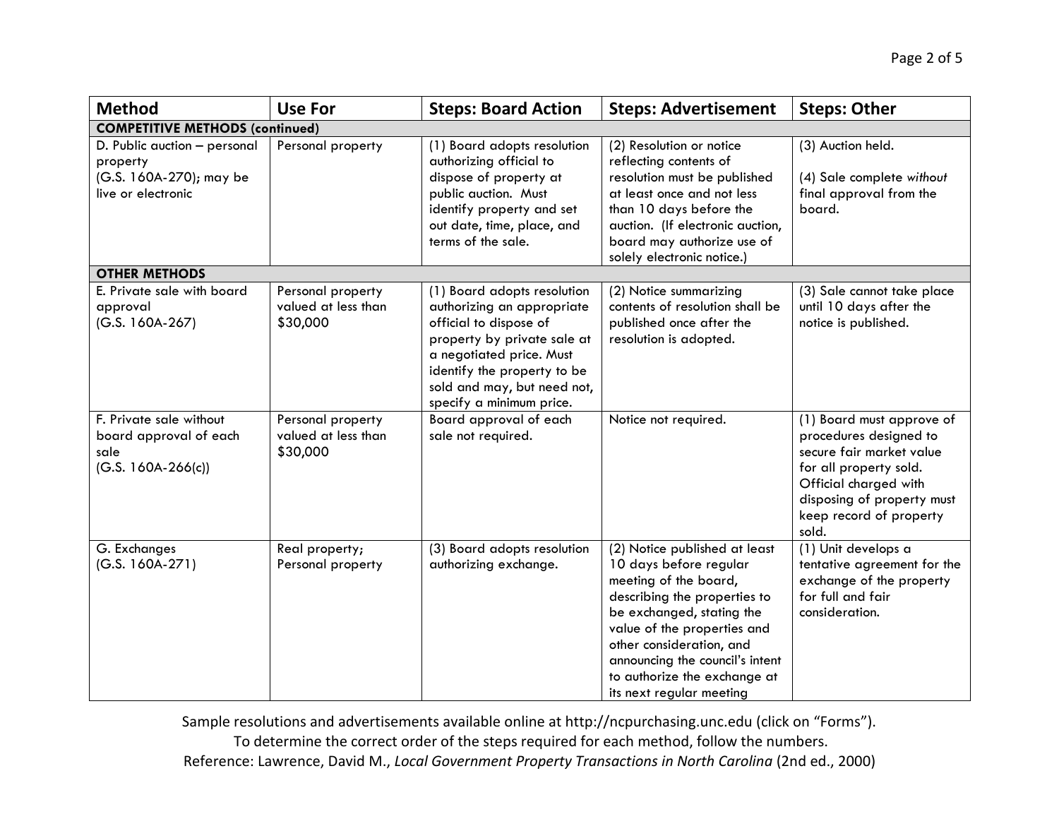| Method | Use For | Steps: Board Action | Steps: Advertisement | Steps: Other |
|---|---|---|---|---|
| **COMPETITIVE METHODS (continued)** | | | | |
| D. Public auction – personal property (G.S. 160A-270); may be live or electronic | Personal property | (1) Board adopts resolution authorizing official to dispose of property at public auction. Must identify property and set out date, time, place, and terms of the sale. | (2) Resolution or notice reflecting contents of resolution must be published at least once and not less than 10 days before the auction. (If electronic auction, board may authorize use of solely electronic notice.) | (3) Auction held.<br><br>(4) Sale complete *without* final approval from the board. |
| **OTHER METHODS** | | | | |
| E. Private sale with board approval (G.S. 160A-267) | Personal property valued at less than $30,000 | (1) Board adopts resolution authorizing an appropriate official to dispose of property by private sale at a negotiated price. Must identify the property to be sold and may, but need not, specify a minimum price. | (2) Notice summarizing contents of resolution shall be published once after the resolution is adopted. | (3) Sale cannot take place until 10 days after the notice is published. |
| F. Private sale without board approval of each sale (G.S. 160A-266(c)) | Personal property valued at less than $30,000 | Board approval of each sale not required. | Notice not required. | (1) Board must approve of procedures designed to secure fair market value for all property sold. Official charged with disposing of property must keep record of property sold. |
| G. Exchanges (G.S. 160A-271) | Real property; Personal property | (3) Board adopts resolution authorizing exchange. | (2) Notice published at least 10 days before regular meeting of the board, describing the properties to be exchanged, stating the value of the properties and other consideration, and announcing the council's intent to authorize the exchange at its next regular meeting | (1) Unit develops a tentative agreement for the exchange of the property for full and fair consideration. |

Sample resolutions and advertisements available online at http://ncpurchasing.unc.edu (click on "Forms").
To determine the correct order of the steps required for each method, follow the numbers.
Reference: Lawrence, David M., *Local Government Property Transactions in North Carolina* (2nd ed., 2000)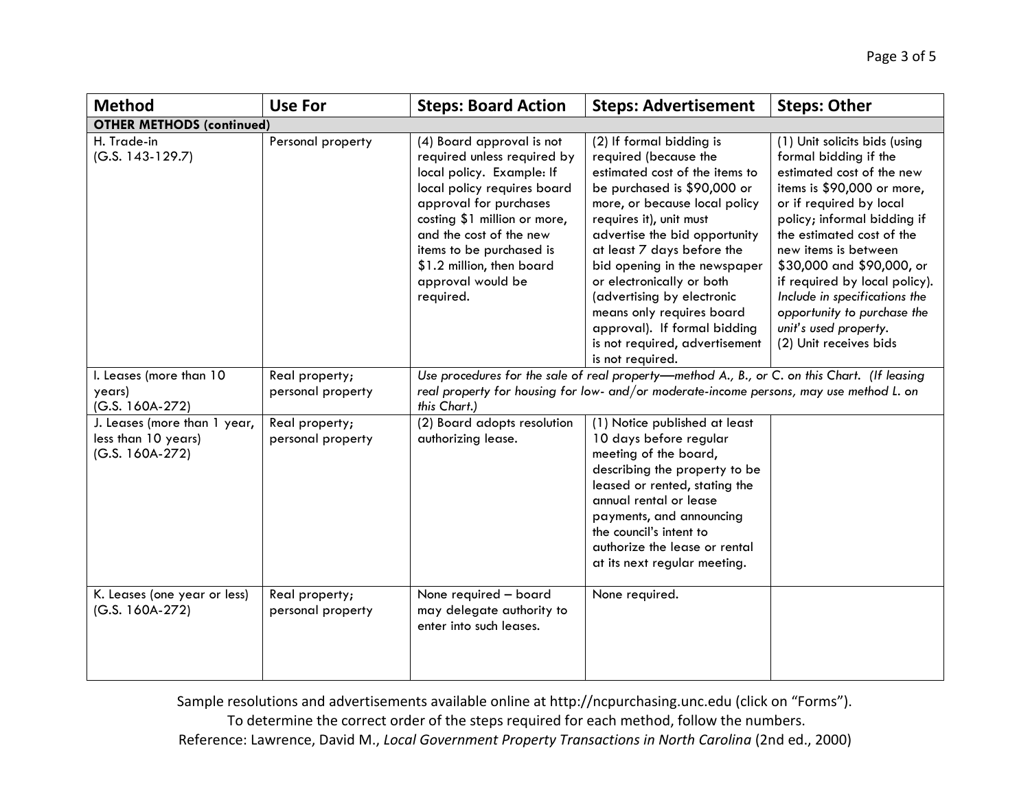| Method | Use For | Steps: Board Action | Steps: Advertisement | Steps: Other |
|---|---|---|---|---|
| **OTHER METHODS (continued)** | | | | |
| H. Trade-in (G.S. 143-129.7) | Personal property | (4) Board approval is not required unless required by local policy. Example: If local policy requires board approval for purchases costing $1 million or more, and the cost of the new items to be purchased is $1.2 million, then board approval would be required. | (2) If formal bidding is required (because the estimated cost of the items to be purchased is $90,000 or more, or because local policy requires it), unit must advertise the bid opportunity at least 7 days before the bid opening in the newspaper or electronically or both (advertising by electronic means only requires board approval). If formal bidding is not required, advertisement is not required. | (1) Unit solicits bids (using formal bidding if the estimated cost of the new items is $90,000 or more, or if required by local policy; informal bidding if the estimated cost of the new items is between $30,000 and $90,000, or if required by local policy). *Include in specifications the opportunity to purchase the unit's used property.* (2) Unit receives bids |
| I. Leases (more than 10 years) (G.S. 160A-272) | Real property; personal property | *Use procedures for the sale of real property—method A., B., or C. on this Chart. (If leasing real property for housing for low- and/or moderate-income persons, may use method L. on this Chart.)* | | |
| J. Leases (more than 1 year, less than 10 years) (G.S. 160A-272) | Real property; personal property | (2) Board adopts resolution authorizing lease. | (1) Notice published at least 10 days before regular meeting of the board, describing the property to be leased or rented, stating the annual rental or lease payments, and announcing the council's intent to authorize the lease or rental at its next regular meeting. | |
| K. Leases (one year or less) (G.S. 160A-272) | Real property; personal property | None required – board may delegate authority to enter into such leases. | None required. | |

Sample resolutions and advertisements available online at http://ncpurchasing.unc.edu (click on "Forms").
To determine the correct order of the steps required for each method, follow the numbers.
Reference: Lawrence, David M., *Local Government Property Transactions in North Carolina* (2nd ed., 2000)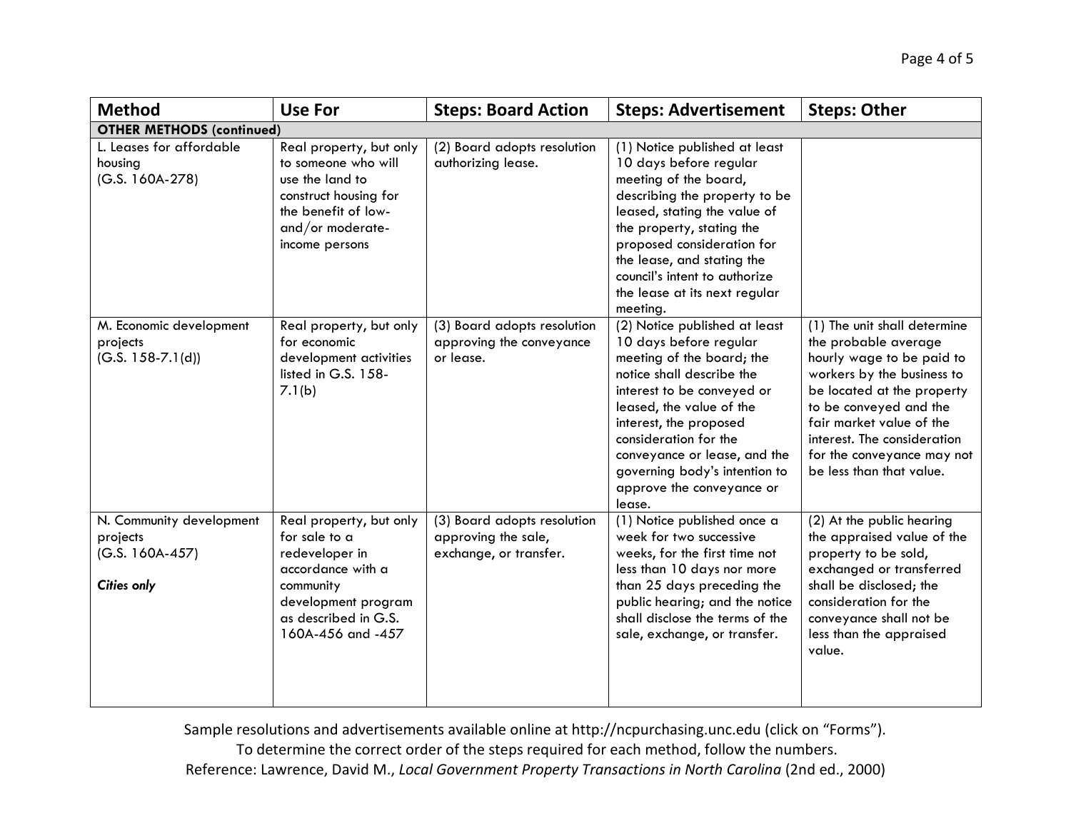| Method | Use For | Steps: Board Action | Steps: Advertisement | Steps: Other |
|---|---|---|---|---|
| **OTHER METHODS (continued)** | | | | |
| L. Leases for affordable housing (G.S. 160A-278) | Real property, but only to someone who will use the land to construct housing for the benefit of low- and/or moderate-income persons | (2) Board adopts resolution authorizing lease. | (1) Notice published at least 10 days before regular meeting of the board, describing the property to be leased, stating the value of the property, stating the proposed consideration for the lease, and stating the council's intent to authorize the lease at its next regular meeting. | |
| M. Economic development projects (G.S. 158-7.1(d)) | Real property, but only for economic development activities listed in G.S. 158-7.1(b) | (3) Board adopts resolution approving the conveyance or lease. | (2) Notice published at least 10 days before regular meeting of the board; the notice shall describe the interest to be conveyed or leased, the value of the interest, the proposed consideration for the conveyance or lease, and the governing body's intention to approve the conveyance or lease. | (1) The unit shall determine the probable average hourly wage to be paid to workers by the business to be located at the property to be conveyed and the fair market value of the interest. The consideration for the conveyance may not be less than that value. |
| N. Community development projects (G.S. 160A-457) *Cities only* | Real property, but only for sale to a redeveloper in accordance with a community development program as described in G.S. 160A-456 and -457 | (3) Board adopts resolution approving the sale, exchange, or transfer. | (1) Notice published once a week for two successive weeks, for the first time not less than 10 days nor more than 25 days preceding the public hearing; and the notice shall disclose the terms of the sale, exchange, or transfer. | (2) At the public hearing the appraised value of the property to be sold, exchanged or transferred shall be disclosed; the consideration for the conveyance shall not be less than the appraised value. |

Sample resolutions and advertisements available online at http://ncpurchasing.unc.edu (click on "Forms").
To determine the correct order of the steps required for each method, follow the numbers.
Reference: Lawrence, David M., *Local Government Property Transactions in North Carolina* (2nd ed., 2000)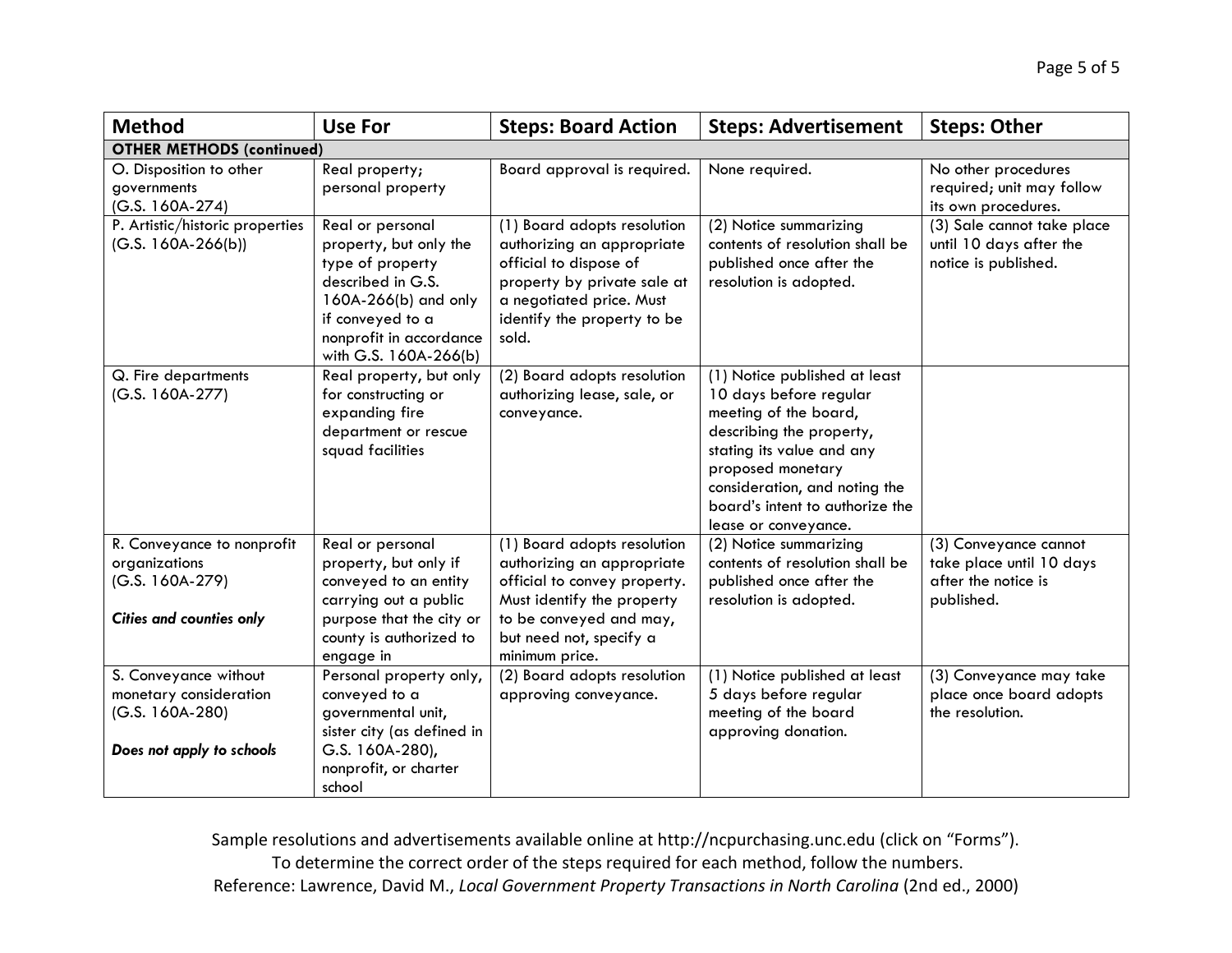| Method | Use For | Steps: Board Action | Steps: Advertisement | Steps: Other |
|---|---|---|---|---|
| **OTHER METHODS (continued)** | | | | |
| O. Disposition to other governments (G.S. 160A-274) | Real property; personal property | Board approval is required. | None required. | No other procedures required; unit may follow its own procedures. |
| P. Artistic/historic properties (G.S. 160A-266(b)) | Real or personal property, but only the type of property described in G.S. 160A-266(b) and only if conveyed to a nonprofit in accordance with G.S. 160A-266(b) | (1) Board adopts resolution authorizing an appropriate official to dispose of property by private sale at a negotiated price. Must identify the property to be sold. | (2) Notice summarizing contents of resolution shall be published once after the resolution is adopted. | (3) Sale cannot take place until 10 days after the notice is published. |
| Q. Fire departments (G.S. 160A-277) | Real property, but only for constructing or expanding fire department or rescue squad facilities | (2) Board adopts resolution authorizing lease, sale, or conveyance. | (1) Notice published at least 10 days before regular meeting of the board, describing the property, stating its value and any proposed monetary consideration, and noting the board's intent to authorize the lease or conveyance. | |
| R. Conveyance to nonprofit organizations (G.S. 160A-279)<br><br>***Cities and counties only*** | Real or personal property, but only if conveyed to an entity carrying out a public purpose that the city or county is authorized to engage in | (1) Board adopts resolution authorizing an appropriate official to convey property. Must identify the property to be conveyed and may, but need not, specify a minimum price. | (2) Notice summarizing contents of resolution shall be published once after the resolution is adopted. | (3) Conveyance cannot take place until 10 days after the notice is published. |
| S. Conveyance without monetary consideration (G.S. 160A-280)<br><br>***Does not apply to schools*** | Personal property only, conveyed to a governmental unit, sister city (as defined in G.S. 160A-280), nonprofit, or charter school | (2) Board adopts resolution approving conveyance. | (1) Notice published at least 5 days before regular meeting of the board approving donation. | (3) Conveyance may take place once board adopts the resolution. |

Sample resolutions and advertisements available online at http://ncpurchasing.unc.edu (click on "Forms").
To determine the correct order of the steps required for each method, follow the numbers.
Reference: Lawrence, David M., *Local Government Property Transactions in North Carolina* (2nd ed., 2000)